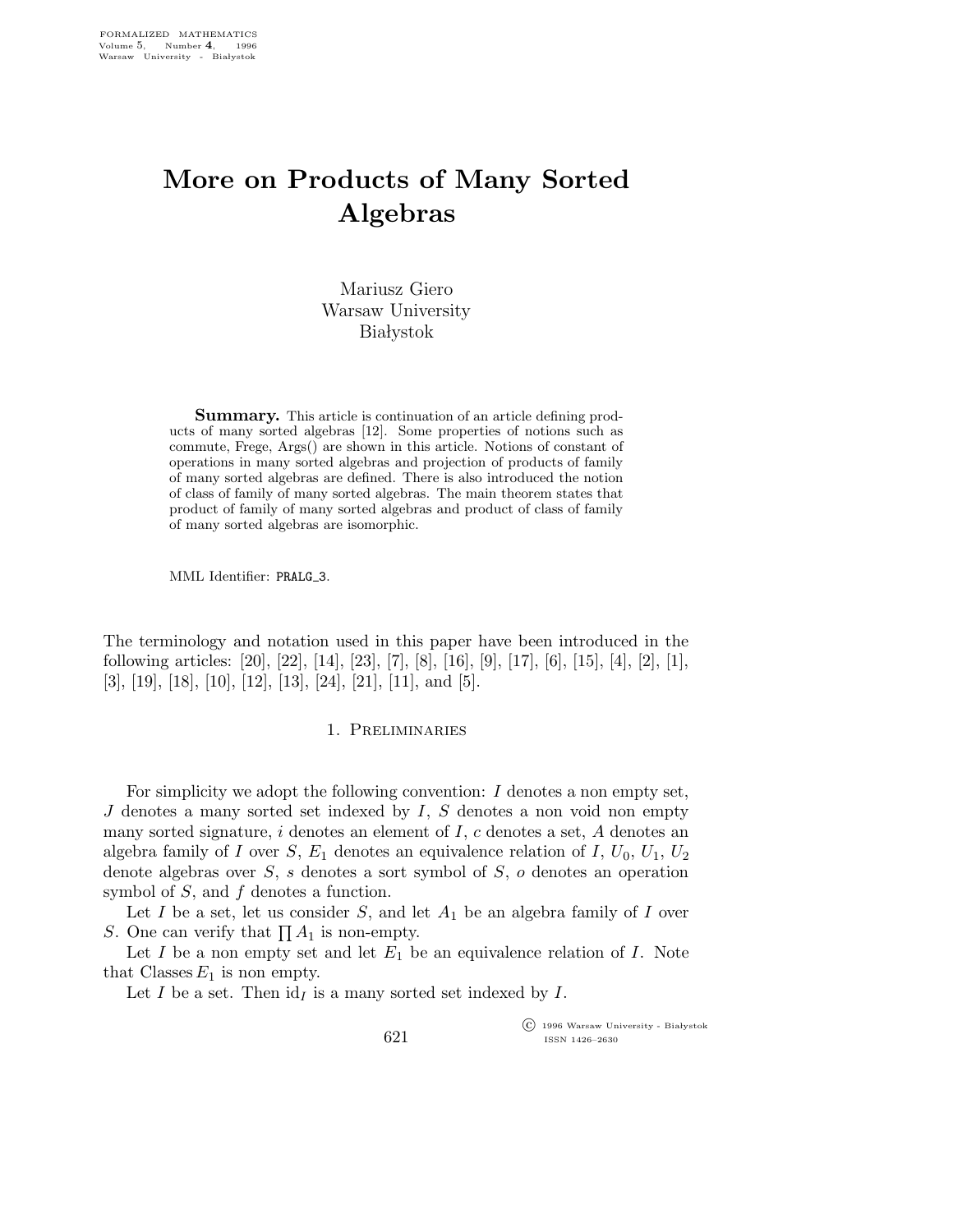# More on Products of Many Sorted Algebras

Mariusz Giero
Warsaw University
Białystok

**Summary.** This article is continuation of an article defining products of many sorted algebras [12]. Some properties of notions such as commute, Frege, Args() are shown in this article. Notions of constant of operations in many sorted algebras and projection of products of family of many sorted algebras are defined. There is also introduced the notion of class of family of many sorted algebras. The main theorem states that product of family of many sorted algebras and product of class of family of many sorted algebras are isomorphic.

MML Identifier: PRALG_3.

The terminology and notation used in this paper have been introduced in the following articles: [20], [22], [14], [23], [7], [8], [16], [9], [17], [6], [15], [4], [2], [1], [3], [19], [18], [10], [12], [13], [24], [21], [11], and [5].

## 1. Preliminaries

For simplicity we adopt the following convention: $I$ denotes a non empty set, $J$ denotes a many sorted set indexed by $I$, $S$ denotes a non void non empty many sorted signature, $i$ denotes an element of $I$, $c$ denotes a set, $A$ denotes an algebra family of $I$ over $S$, $E_1$ denotes an equivalence relation of $I$, $U_0$, $U_1$, $U_2$ denote algebras over $S$, $s$ denotes a sort symbol of $S$, $o$ denotes an operation symbol of $S$, and $f$ denotes a function.

Let $I$ be a set, let us consider $S$, and let $A_1$ be an algebra family of $I$ over $S$. One can verify that $\prod A_1$ is non-empty.

Let $I$ be a non empty set and let $E_1$ be an equivalence relation of $I$. Note that $\mathrm{Classes}\, E_1$ is non empty.

Let $I$ be a set. Then $\mathrm{id}_I$ is a many sorted set indexed by $I$.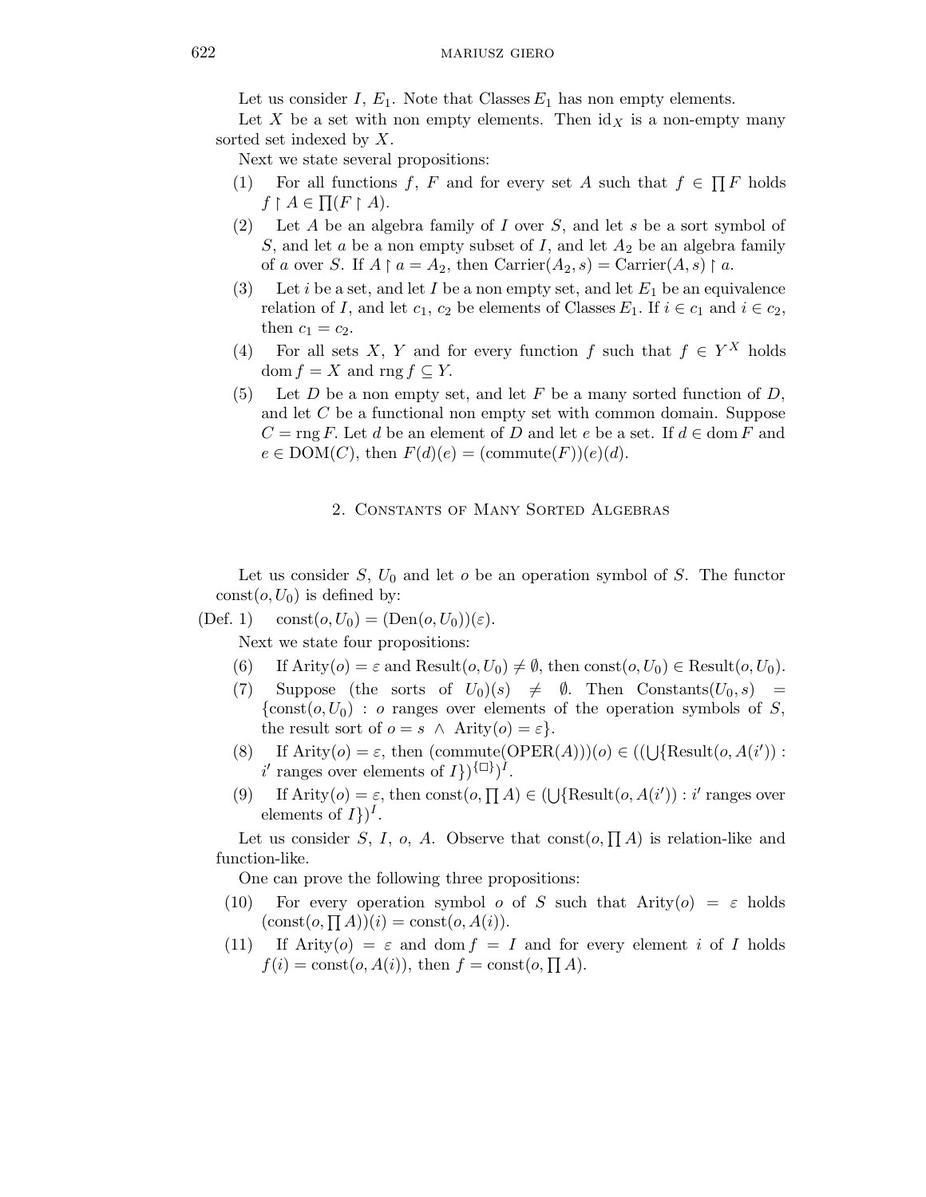Let us consider $I$, $E_1$. Note that Classes $E_1$ has non empty elements.

Let $X$ be a set with non empty elements. Then $\mathrm{id}_X$ is a non-empty many sorted set indexed by $X$.

Next we state several propositions:

(1) For all functions $f$, $F$ and for every set $A$ such that $f \in \prod F$ holds $f \restriction A \in \prod(F \restriction A)$.

(2) Let $A$ be an algebra family of $I$ over $S$, and let $s$ be a sort symbol of $S$, and let $a$ be a non empty subset of $I$, and let $A_2$ be an algebra family of $a$ over $S$. If $A \restriction a = A_2$, then $\mathrm{Carrier}(A_2, s) = \mathrm{Carrier}(A, s) \restriction a$.

(3) Let $i$ be a set, and let $I$ be a non empty set, and let $E_1$ be an equivalence relation of $I$, and let $c_1$, $c_2$ be elements of Classes $E_1$. If $i \in c_1$ and $i \in c_2$, then $c_1 = c_2$.

(4) For all sets $X$, $Y$ and for every function $f$ such that $f \in Y^X$ holds $\mathrm{dom}\, f = X$ and $\mathrm{rng}\, f \subseteq Y$.

(5) Let $D$ be a non empty set, and let $F$ be a many sorted function of $D$, and let $C$ be a functional non empty set with common domain. Suppose $C = \mathrm{rng}\, F$. Let $d$ be an element of $D$ and let $e$ be a set. If $d \in \mathrm{dom}\, F$ and $e \in \mathrm{DOM}(C)$, then $F(d)(e) = (\mathrm{commute}(F))(e)(d)$.

## 2. Constants of Many Sorted Algebras

Let us consider $S$, $U_0$ and let $o$ be an operation symbol of $S$. The functor $\mathrm{const}(o, U_0)$ is defined by:

(Def. 1) $\mathrm{const}(o, U_0) = (\mathrm{Den}(o, U_0))(\varepsilon)$.

Next we state four propositions:

(6) If $\mathrm{Arity}(o) = \varepsilon$ and $\mathrm{Result}(o, U_0) \neq \emptyset$, then $\mathrm{const}(o, U_0) \in \mathrm{Result}(o, U_0)$.

(7) Suppose (the sorts of $U_0$)$(s) \neq \emptyset$. Then $\mathrm{Constants}(U_0, s) = \{\mathrm{const}(o, U_0) : o$ ranges over elements of the operation symbols of $S$, the result sort of $o = s \wedge \mathrm{Arity}(o) = \varepsilon\}$.

(8) If $\mathrm{Arity}(o) = \varepsilon$, then $(\mathrm{commute}(\mathrm{OPER}(A)))(o) \in ((\bigcup\{\mathrm{Result}(o, A(i')) :$ $i'$ ranges over elements of $I\})^{\{\Box\}})^I$.

(9) If $\mathrm{Arity}(o) = \varepsilon$, then $\mathrm{const}(o, \prod A) \in (\bigcup\{\mathrm{Result}(o, A(i')) : i'$ ranges over elements of $I\})^I$.

Let us consider $S$, $I$, $o$, $A$. Observe that $\mathrm{const}(o, \prod A)$ is relation-like and function-like.

One can prove the following three propositions:

(10) For every operation symbol $o$ of $S$ such that $\mathrm{Arity}(o) = \varepsilon$ holds $(\mathrm{const}(o, \prod A))(i) = \mathrm{const}(o, A(i))$.

(11) If $\mathrm{Arity}(o) = \varepsilon$ and $\mathrm{dom}\, f = I$ and for every element $i$ of $I$ holds $f(i) = \mathrm{const}(o, A(i))$, then $f = \mathrm{const}(o, \prod A)$.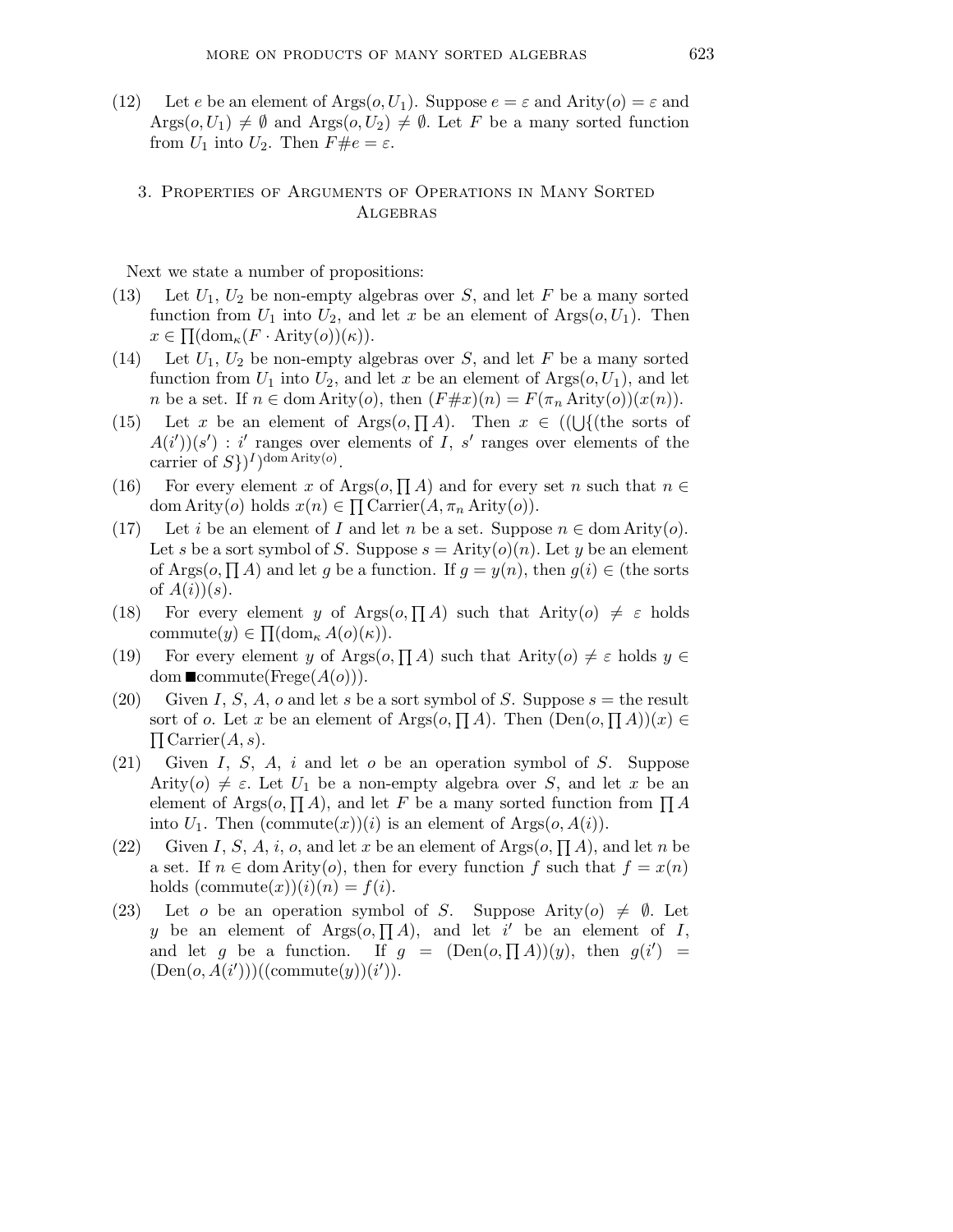(12) Let $e$ be an element of $\mathrm{Args}(o, U_1)$. Suppose $e = \varepsilon$ and $\mathrm{Arity}(o) = \varepsilon$ and $\mathrm{Args}(o, U_1) \neq \emptyset$ and $\mathrm{Args}(o, U_2) \neq \emptyset$. Let $F$ be a many sorted function from $U_1$ into $U_2$. Then $F\#e = \varepsilon$.

## 3. Properties of Arguments of Operations in Many Sorted Algebras

Next we state a number of propositions:

(13) Let $U_1$, $U_2$ be non-empty algebras over $S$, and let $F$ be a many sorted function from $U_1$ into $U_2$, and let $x$ be an element of $\mathrm{Args}(o, U_1)$. Then $x \in \prod(\mathrm{dom}_\kappa(F \cdot \mathrm{Arity}(o))(\kappa))$.

(14) Let $U_1$, $U_2$ be non-empty algebras over $S$, and let $F$ be a many sorted function from $U_1$ into $U_2$, and let $x$ be an element of $\mathrm{Args}(o, U_1)$, and let $n$ be a set. If $n \in \mathrm{dom}\,\mathrm{Arity}(o)$, then $(F\#x)(n) = F(\pi_n \mathrm{Arity}(o))(x(n))$.

(15) Let $x$ be an element of $\mathrm{Args}(o, \prod A)$. Then $x \in ((\bigcup\{(\text{the sorts of } A(i'))(s') : i' \text{ ranges over elements of } I,\ s' \text{ ranges over elements of the carrier of } S\})^I)^{\mathrm{dom}\,\mathrm{Arity}(o)}$.

(16) For every element $x$ of $\mathrm{Args}(o, \prod A)$ and for every set $n$ such that $n \in \mathrm{dom}\,\mathrm{Arity}(o)$ holds $x(n) \in \prod \mathrm{Carrier}(A, \pi_n \mathrm{Arity}(o))$.

(17) Let $i$ be an element of $I$ and let $n$ be a set. Suppose $n \in \mathrm{dom}\,\mathrm{Arity}(o)$. Let $s$ be a sort symbol of $S$. Suppose $s = \mathrm{Arity}(o)(n)$. Let $y$ be an element of $\mathrm{Args}(o, \prod A)$ and let $g$ be a function. If $g = y(n)$, then $g(i) \in (\text{the sorts of } A(i))(s)$.

(18) For every element $y$ of $\mathrm{Args}(o, \prod A)$ such that $\mathrm{Arity}(o) \neq \varepsilon$ holds $\mathrm{commute}(y) \in \prod(\mathrm{dom}_\kappa A(o)(\kappa))$.

(19) For every element $y$ of $\mathrm{Args}(o, \prod A)$ such that $\mathrm{Arity}(o) \neq \varepsilon$ holds $y \in \mathrm{dom}\,\blacksquare\mathrm{commute}(\mathrm{Frege}(A(o)))$.

(20) Given $I$, $S$, $A$, $o$ and let $s$ be a sort symbol of $S$. Suppose $s =$ the result sort of $o$. Let $x$ be an element of $\mathrm{Args}(o, \prod A)$. Then $(\mathrm{Den}(o, \prod A))(x) \in \prod \mathrm{Carrier}(A, s)$.

(21) Given $I$, $S$, $A$, $i$ and let $o$ be an operation symbol of $S$. Suppose $\mathrm{Arity}(o) \neq \varepsilon$. Let $U_1$ be a non-empty algebra over $S$, and let $x$ be an element of $\mathrm{Args}(o, \prod A)$, and let $F$ be a many sorted function from $\prod A$ into $U_1$. Then $(\mathrm{commute}(x))(i)$ is an element of $\mathrm{Args}(o, A(i))$.

(22) Given $I$, $S$, $A$, $i$, $o$, and let $x$ be an element of $\mathrm{Args}(o, \prod A)$, and let $n$ be a set. If $n \in \mathrm{dom}\,\mathrm{Arity}(o)$, then for every function $f$ such that $f = x(n)$ holds $(\mathrm{commute}(x))(i)(n) = f(i)$.

(23) Let $o$ be an operation symbol of $S$. Suppose $\mathrm{Arity}(o) \neq \emptyset$. Let $y$ be an element of $\mathrm{Args}(o, \prod A)$, and let $i'$ be an element of $I$, and let $g$ be a function. If $g = (\mathrm{Den}(o, \prod A))(y)$, then $g(i') = (\mathrm{Den}(o, A(i')))((\mathrm{commute}(y))(i'))$.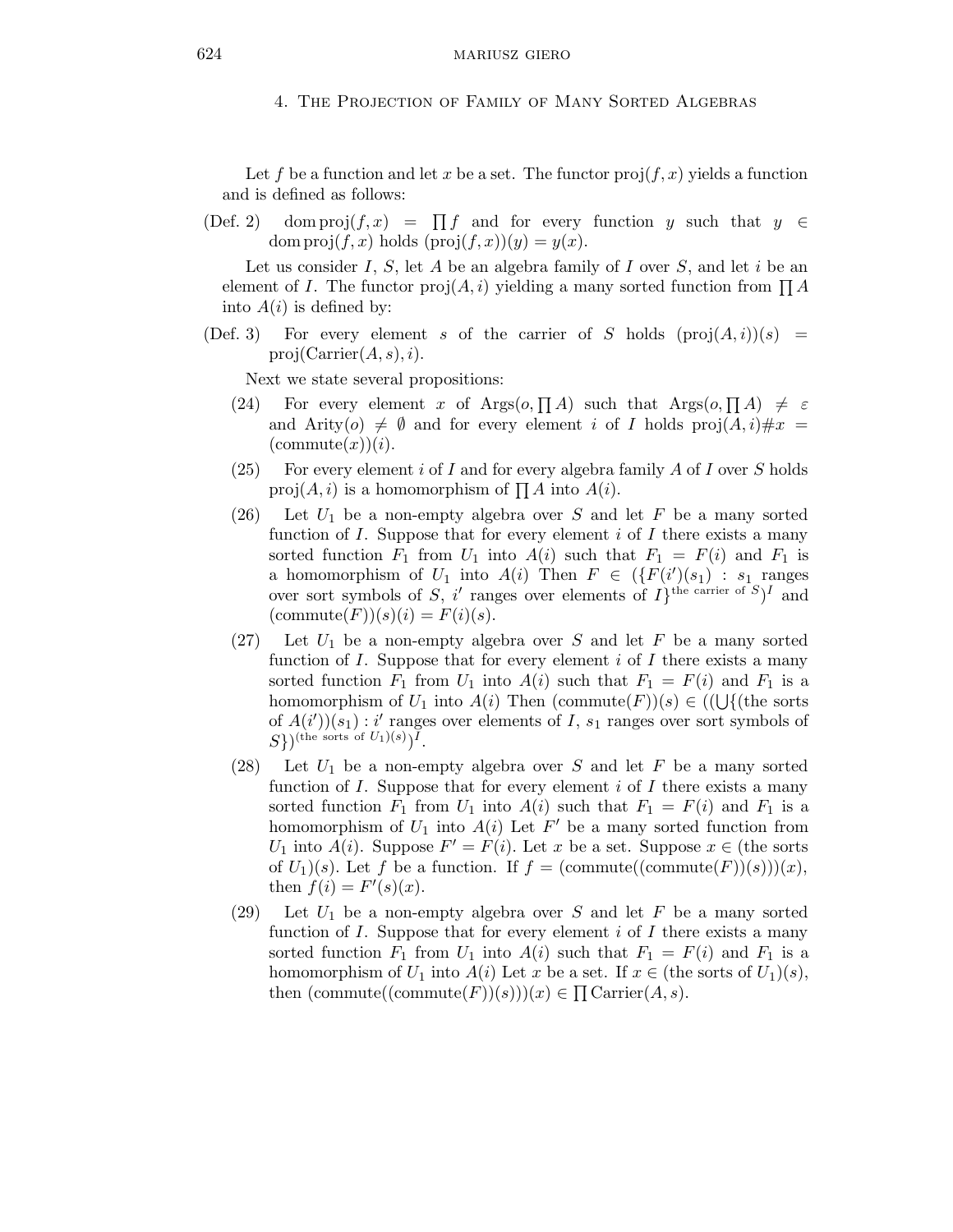## 4. The Projection of Family of Many Sorted Algebras

Let $f$ be a function and let $x$ be a set. The functor $\mathrm{proj}(f, x)$ yields a function and is defined as follows:

(Def. 2) $\mathrm{dom}\,\mathrm{proj}(f, x) = \prod f$ and for every function $y$ such that $y \in \mathrm{dom}\,\mathrm{proj}(f, x)$ holds $(\mathrm{proj}(f, x))(y) = y(x)$.

Let us consider $I$, $S$, let $A$ be an algebra family of $I$ over $S$, and let $i$ be an element of $I$. The functor $\mathrm{proj}(A, i)$ yielding a many sorted function from $\prod A$ into $A(i)$ is defined by:

(Def. 3) For every element $s$ of the carrier of $S$ holds $(\mathrm{proj}(A, i))(s) = \mathrm{proj}(\mathrm{Carrier}(A, s), i)$.

Next we state several propositions:

(24) For every element $x$ of $\mathrm{Args}(o, \prod A)$ such that $\mathrm{Args}(o, \prod A) \neq \varepsilon$ and $\mathrm{Arity}(o) \neq \emptyset$ and for every element $i$ of $I$ holds $\mathrm{proj}(A, i) \# x = (\mathrm{commute}(x))(i)$.

(25) For every element $i$ of $I$ and for every algebra family $A$ of $I$ over $S$ holds $\mathrm{proj}(A, i)$ is a homomorphism of $\prod A$ into $A(i)$.

(26) Let $U_1$ be a non-empty algebra over $S$ and let $F$ be a many sorted function of $I$. Suppose that for every element $i$ of $I$ there exists a many sorted function $F_1$ from $U_1$ into $A(i)$ such that $F_1 = F(i)$ and $F_1$ is a homomorphism of $U_1$ into $A(i)$ Then $F \in (\{F(i')(s_1) : s_1$ ranges over sort symbols of $S$, $i'$ ranges over elements of $I\}^{\text{the carrier of } S})^I$ and $(\mathrm{commute}(F))(s)(i) = F(i)(s)$.

(27) Let $U_1$ be a non-empty algebra over $S$ and let $F$ be a many sorted function of $I$. Suppose that for every element $i$ of $I$ there exists a many sorted function $F_1$ from $U_1$ into $A(i)$ such that $F_1 = F(i)$ and $F_1$ is a homomorphism of $U_1$ into $A(i)$ Then $(\mathrm{commute}(F))(s) \in ((\bigcup\{(\text{the sorts of } A(i'))(s_1) : i'$ ranges over elements of $I$, $s_1$ ranges over sort symbols of $S\})^{(\text{the sorts of } U_1)(s)})^I$.

(28) Let $U_1$ be a non-empty algebra over $S$ and let $F$ be a many sorted function of $I$. Suppose that for every element $i$ of $I$ there exists a many sorted function $F_1$ from $U_1$ into $A(i)$ such that $F_1 = F(i)$ and $F_1$ is a homomorphism of $U_1$ into $A(i)$ Let $F'$ be a many sorted function from $U_1$ into $A(i)$. Suppose $F' = F(i)$. Let $x$ be a set. Suppose $x \in$ (the sorts of $U_1$)$(s)$. Let $f$ be a function. If $f = (\mathrm{commute}((\mathrm{commute}(F))(s)))(x)$, then $f(i) = F'(s)(x)$.

(29) Let $U_1$ be a non-empty algebra over $S$ and let $F$ be a many sorted function of $I$. Suppose that for every element $i$ of $I$ there exists a many sorted function $F_1$ from $U_1$ into $A(i)$ such that $F_1 = F(i)$ and $F_1$ is a homomorphism of $U_1$ into $A(i)$ Let $x$ be a set. If $x \in$ (the sorts of $U_1$)$(s)$, then $(\mathrm{commute}((\mathrm{commute}(F))(s)))(x) \in \prod \mathrm{Carrier}(A, s)$.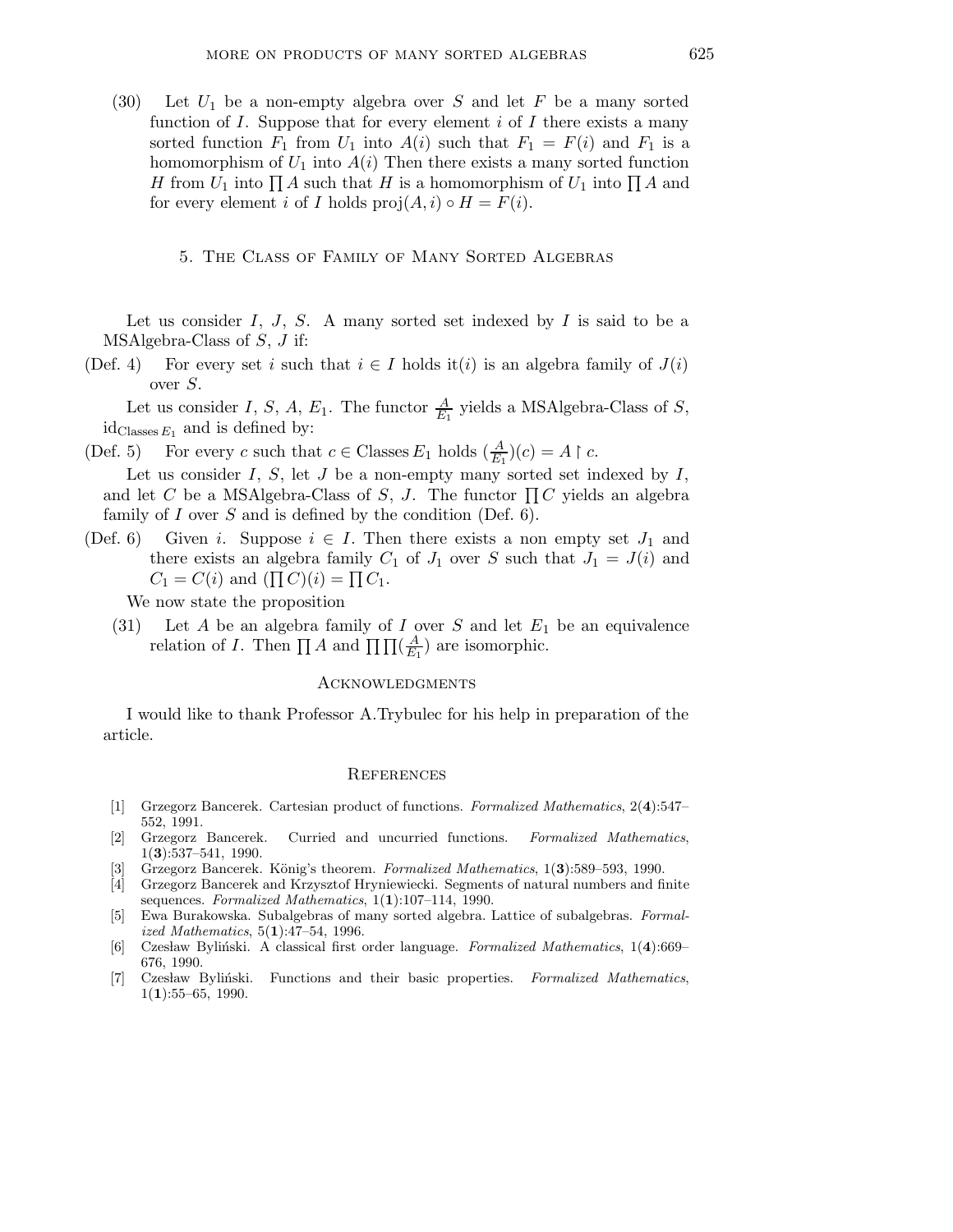(30) Let $U_1$ be a non-empty algebra over $S$ and let $F$ be a many sorted function of $I$. Suppose that for every element $i$ of $I$ there exists a many sorted function $F_1$ from $U_1$ into $A(i)$ such that $F_1 = F(i)$ and $F_1$ is a homomorphism of $U_1$ into $A(i)$ Then there exists a many sorted function $H$ from $U_1$ into $\prod A$ such that $H$ is a homomorphism of $U_1$ into $\prod A$ and for every element $i$ of $I$ holds $\mathrm{proj}(A, i) \circ H = F(i)$.

## 5. The Class of Family of Many Sorted Algebras

Let us consider $I$, $J$, $S$. A many sorted set indexed by $I$ is said to be a MSAlgebra-Class of $S$, $J$ if:

(Def. 4) For every set $i$ such that $i \in I$ holds $\mathrm{it}(i)$ is an algebra family of $J(i)$ over $S$.

Let us consider $I$, $S$, $A$, $E_1$. The functor $\frac{A}{E_1}$ yields a MSAlgebra-Class of $S$, $\mathrm{id}_{\mathrm{Classes}\, E_1}$ and is defined by:

(Def. 5) For every $c$ such that $c \in \mathrm{Classes}\, E_1$ holds $(\frac{A}{E_1})(c) = A \restriction c$.

Let us consider $I$, $S$, let $J$ be a non-empty many sorted set indexed by $I$, and let $C$ be a MSAlgebra-Class of $S$, $J$. The functor $\prod C$ yields an algebra family of $I$ over $S$ and is defined by the condition (Def. 6).

(Def. 6) Given $i$. Suppose $i \in I$. Then there exists a non empty set $J_1$ and there exists an algebra family $C_1$ of $J_1$ over $S$ such that $J_1 = J(i)$ and $C_1 = C(i)$ and $(\prod C)(i) = \prod C_1$.

We now state the proposition

(31) Let $A$ be an algebra family of $I$ over $S$ and let $E_1$ be an equivalence relation of $I$. Then $\prod A$ and $\prod \prod (\frac{A}{E_1})$ are isomorphic.

## Acknowledgments

I would like to thank Professor A.Trybulec for his help in preparation of the article.

## References

[1] Grzegorz Bancerek. Cartesian product of functions. *Formalized Mathematics*, 2(**4**):547–552, 1991.

[2] Grzegorz Bancerek. Curried and uncurried functions. *Formalized Mathematics*, 1(**3**):537–541, 1990.

[3] Grzegorz Bancerek. König's theorem. *Formalized Mathematics*, 1(**3**):589–593, 1990.

[4] Grzegorz Bancerek and Krzysztof Hryniewiecki. Segments of natural numbers and finite sequences. *Formalized Mathematics*, 1(**1**):107–114, 1990.

[5] Ewa Burakowska. Subalgebras of many sorted algebra. Lattice of subalgebras. *Formalized Mathematics*, 5(**1**):47–54, 1996.

[6] Czesław Byliński. A classical first order language. *Formalized Mathematics*, 1(**4**):669–676, 1990.

[7] Czesław Byliński. Functions and their basic properties. *Formalized Mathematics*, 1(**1**):55–65, 1990.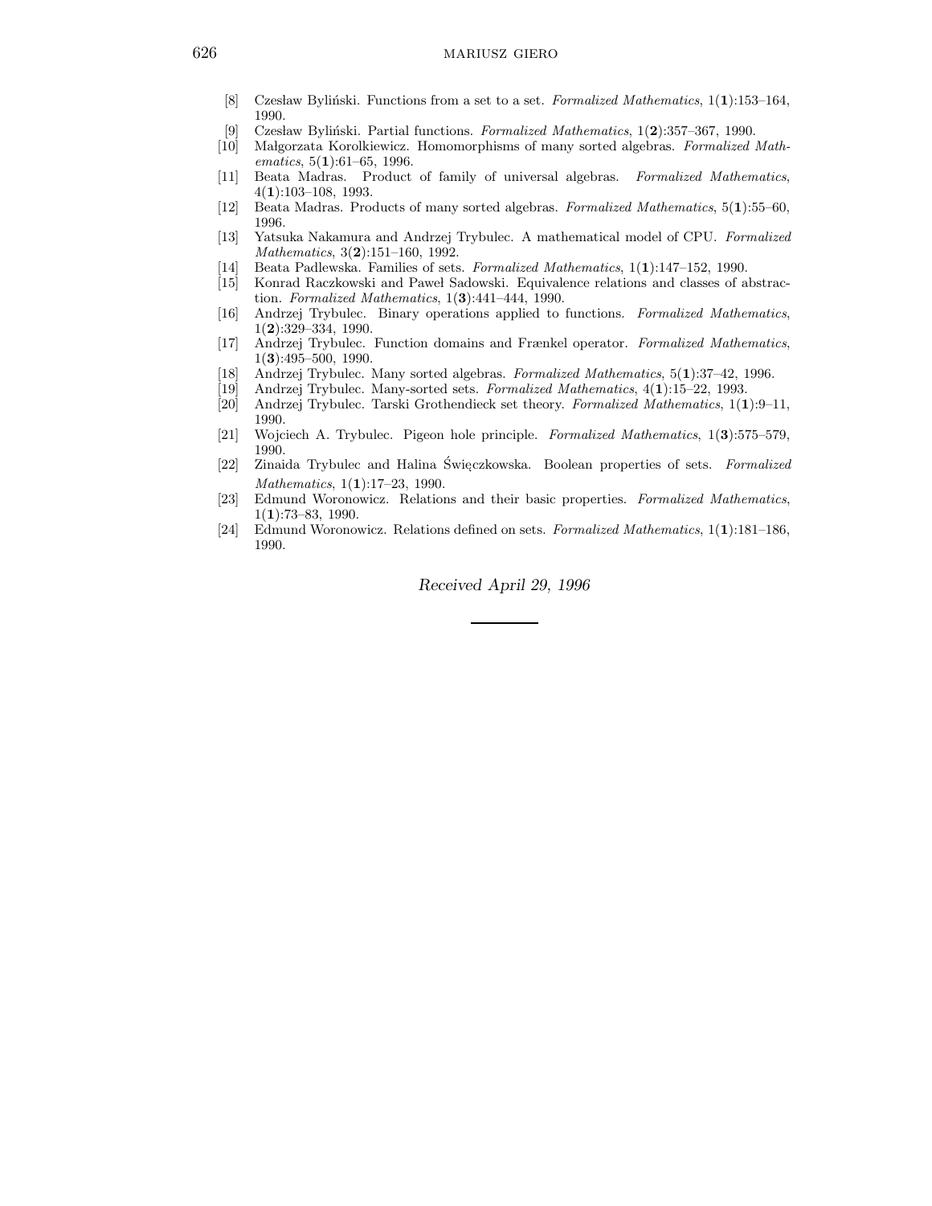[8] Czesław Byliński. Functions from a set to a set. *Formalized Mathematics*, 1(**1**):153–164, 1990.

[9] Czesław Byliński. Partial functions. *Formalized Mathematics*, 1(**2**):357–367, 1990.

[10] Małgorzata Korolkiewicz. Homomorphisms of many sorted algebras. *Formalized Mathematics*, 5(**1**):61–65, 1996.

[11] Beata Madras. Product of family of universal algebras. *Formalized Mathematics*, 4(**1**):103–108, 1993.

[12] Beata Madras. Products of many sorted algebras. *Formalized Mathematics*, 5(**1**):55–60, 1996.

[13] Yatsuka Nakamura and Andrzej Trybulec. A mathematical model of CPU. *Formalized Mathematics*, 3(**2**):151–160, 1992.

[14] Beata Padlewska. Families of sets. *Formalized Mathematics*, 1(**1**):147–152, 1990.

[15] Konrad Raczkowski and Paweł Sadowski. Equivalence relations and classes of abstraction. *Formalized Mathematics*, 1(**3**):441–444, 1990.

[16] Andrzej Trybulec. Binary operations applied to functions. *Formalized Mathematics*, 1(**2**):329–334, 1990.

[17] Andrzej Trybulec. Function domains and Frænkel operator. *Formalized Mathematics*, 1(**3**):495–500, 1990.

[18] Andrzej Trybulec. Many sorted algebras. *Formalized Mathematics*, 5(**1**):37–42, 1996.

[19] Andrzej Trybulec. Many-sorted sets. *Formalized Mathematics*, 4(**1**):15–22, 1993.

[20] Andrzej Trybulec. Tarski Grothendieck set theory. *Formalized Mathematics*, 1(**1**):9–11, 1990.

[21] Wojciech A. Trybulec. Pigeon hole principle. *Formalized Mathematics*, 1(**3**):575–579, 1990.

[22] Zinaida Trybulec and Halina Święczkowska. Boolean properties of sets. *Formalized Mathematics*, 1(**1**):17–23, 1990.

[23] Edmund Woronowicz. Relations and their basic properties. *Formalized Mathematics*, 1(**1**):73–83, 1990.

[24] Edmund Woronowicz. Relations defined on sets. *Formalized Mathematics*, 1(**1**):181–186, 1990.

*Received April 29, 1996*